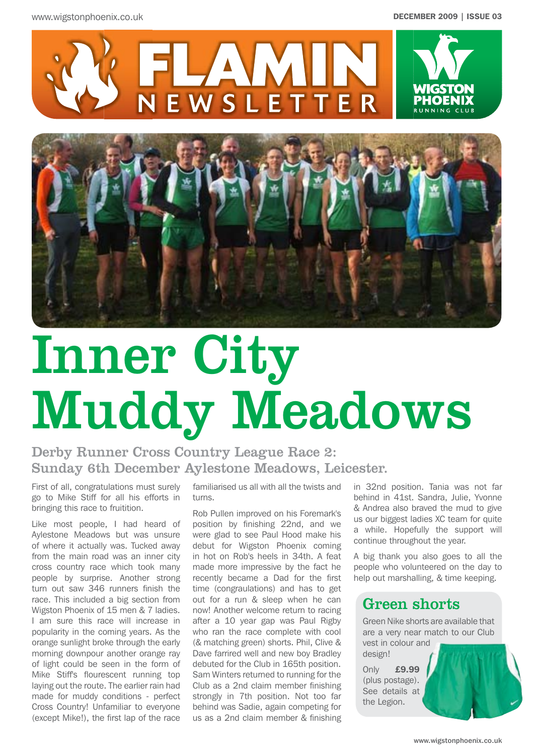# FLAMIN NEWSLETTER

WIGSTON PHOENIX RUNNING CLUB

# Inner City Muddy Meadows

## Derby Runner Cross Country League Race 2: Sunday 6th December Aylestone Meadows, Leicester.

First of all, congratulations must surely go to Mike Stiff for all his efforts in bringing this race to fruitition.

Like most people, I had heard of Aylestone Meadows but was unsure of where it actually was. Tucked away from the main road was an inner city cross country race which took many people by surprise. Another strong turn out saw 346 runners finish the race. This included a big section from Wigston Phoenix of 15 men & 7 ladies. I am sure this race will increase in popularity in the coming years. As the orange sunlight broke through the early morning downpour another orange ray of light could be seen in the form of Mike Stiff's flourescent running top laying out the route. The earlier rain had made for muddy conditions - perfect Cross Country! Unfamiliar to everyone (except Mike!), the first lap of the race familiarised us all with all the twists and turns.

Rob Pullen improved on his Foremark's position by finishing 22nd, and we were glad to see Paul Hood make his debut for Wigston Phoenix coming in hot on Rob's heels in 34th. A feat made more impressive by the fact he recently became a Dad for the first time (congraulations) and has to get out for a run & sleep when he can now! Another welcome return to racing after a 10 year gap was Paul Rigby who ran the race complete with cool (& matching green) shorts. Phil, Clive & Dave farrired well and new boy Bradley debuted for the Club in 165th position. Sam Winters returned to running for the Club as a 2nd claim member finishing strongly in 7th position. Not too far behind was Sadie, again competing for us as a 2nd claim member & finishing in 32nd position. Tania was not far behind in 41st. Sandra, Julie, Yvonne & Andrea also braved the mud to give us our biggest ladies XC team for quite a while. Hopefully the support will continue throughout the year.

A big thank you also goes to all the people who volunteered on the day to help out marshalling, & time keeping.

### Green shorts

Green Nike shorts are available that are a very near match to our Club vest in colour and design!

Only **£9.99** (plus postage). See details at the Legion.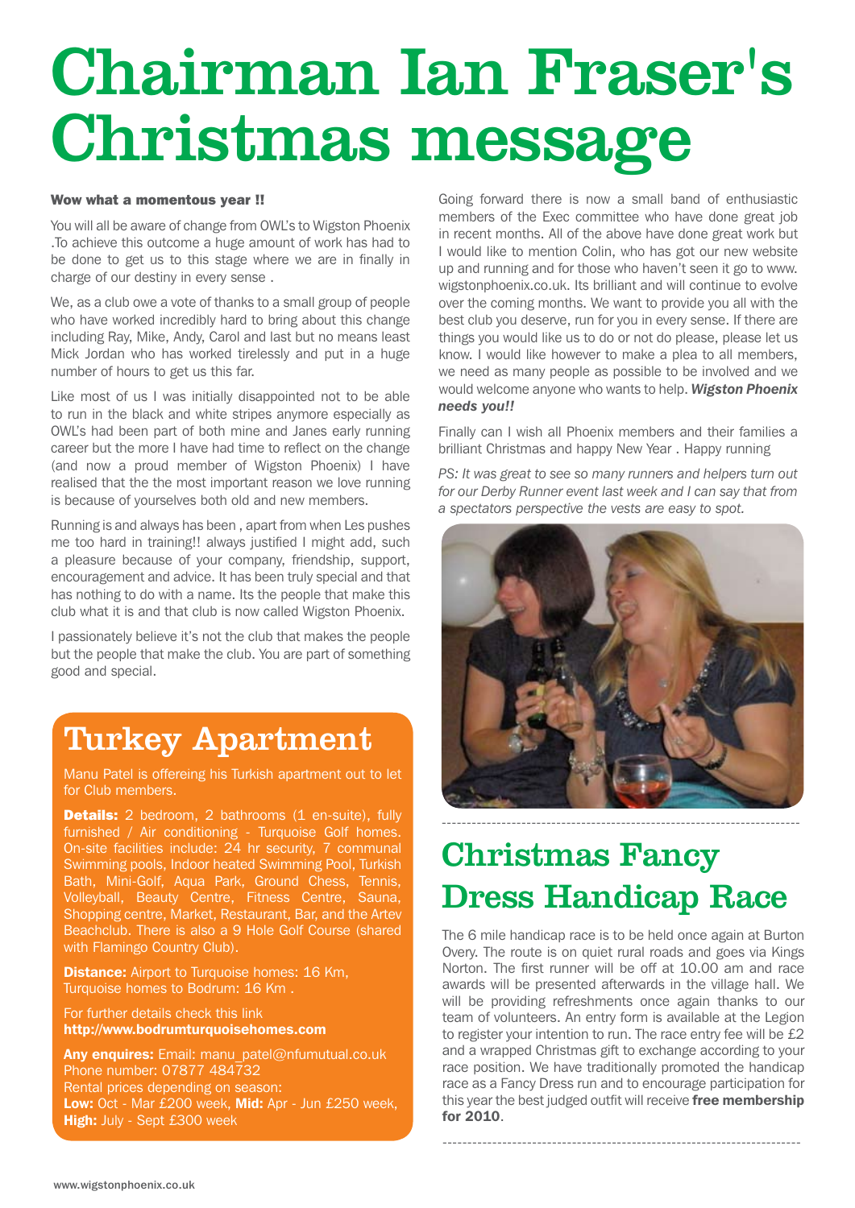# Chairman Ian Fraser's Christmas message

**Wow what a momentous year !!**

You will all be aware of change from OWL's to Wigston Phoenix .To achieve this outcome a huge amount of work has had to be done to get us to this stage where we are in finally in charge of our destiny in every sense .

We, as a club owe a vote of thanks to a small group of people who have worked incredibly hard to bring about this change including Ray, Mike, Andy, Carol and last but no means least Mick Jordan who has worked tirelessly and put in a huge number of hours to get us this far.

Like most of us I was initially disappointed not to be able to run in the black and white stripes anymore especially as OWL's had been part of both mine and Janes early running career but the more I have had time to reflect on the change (and now a proud member of Wigston Phoenix) I have realised that the the most important reason we love running is because of yourselves both old and new members.

Running is and always has been , apart from when Les pushes me too hard in training!! always justified I might add, such a pleasure because of your company, friendship, support, encouragement and advice. It has been truly special and that has nothing to do with a name. Its the people that make this club what it is and that club is now called Wigston Phoenix.

I passionately believe it's not the club that makes the people but the people that make the club. You are part of something good and special.

Going forward there is now a small band of enthusiastic members of the Exec committee who have done great job in recent months. All of the above have done great work but I would like to mention Colin, who has got our new website up and running and for those who haven't seen it go to www.wigstonphoenix.co.uk. Its brilliant and will continue to evolve over the coming months. We want to provide you all with the best club you deserve, run for you in every sense. If there are things you would like us to do or not do please, please let us know. I would like however to make a plea to all members, we need as many people as possible to be involved and we would welcome anyone who wants to help. ***Wigston Phoenix needs you!!***

Finally can I wish all Phoenix members and their families a brilliant Christmas and happy New Year . Happy running

*PS: It was great to see so many runners and helpers turn out for our Derby Runner event last week and I can say that from a spectators perspective the vests are easy to spot.*

## Turkey Apartment

Manu Patel is offereing his Turkish apartment out to let for Club members.

**Details:** 2 bedroom, 2 bathrooms (1 en-suite), fully furnished / Air conditioning - Turquoise Golf homes. On-site facilities include: 24 hr security, 7 communal Swimming pools, Indoor heated Swimming Pool, Turkish Bath, Mini-Golf, Aqua Park, Ground Chess, Tennis, Volleyball, Beauty Centre, Fitness Centre, Sauna, Shopping centre, Market, Restaurant, Bar, and the Artev Beachclub. There is also a 9 Hole Golf Course (shared with Flamingo Country Club).

**Distance:** Airport to Turquoise homes: 16 Km, Turquoise homes to Bodrum: 16 Km .

For further details check this link
**http://www.bodrumturquoisehomes.com**

**Any enquires:** Email: manu_patel@nfumutual.co.uk
Phone number: 07877 484732
Rental prices depending on season:
**Low:** Oct - Mar £200 week, **Mid:** Apr - Jun £250 week,
**High:** July - Sept £300 week

## Christmas Fancy Dress Handicap Race

The 6 mile handicap race is to be held once again at Burton Overy. The route is on quiet rural roads and goes via Kings Norton. The first runner will be off at 10.00 am and race awards will be presented afterwards in the village hall. We will be providing refreshments once again thanks to our team of volunteers. An entry form is available at the Legion to register your intention to run. The race entry fee will be £2 and a wrapped Christmas gift to exchange according to your race position. We have traditionally promoted the handicap race as a Fancy Dress run and to encourage participation for this year the best judged outfit will receive **free membership for 2010**.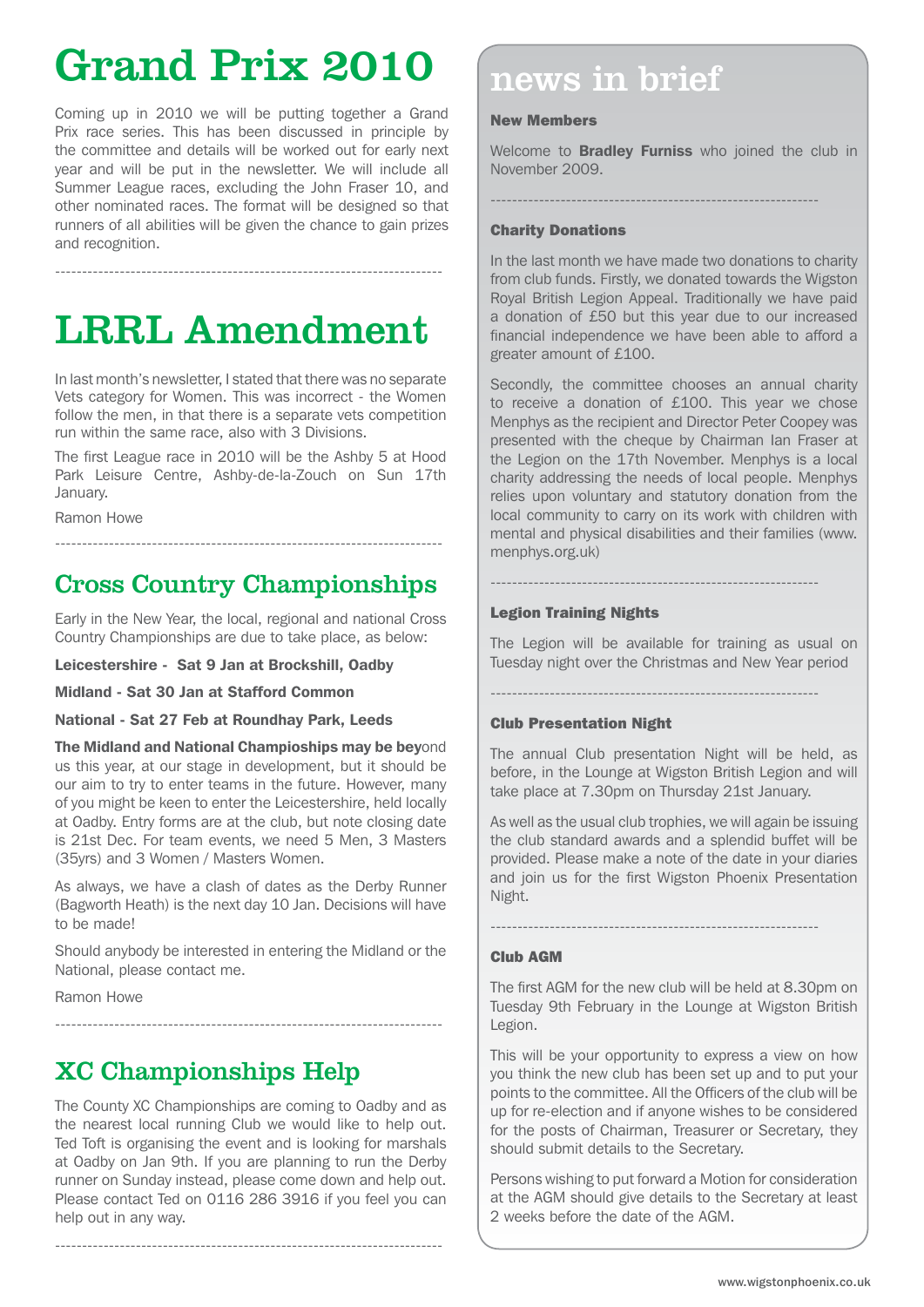# Grand Prix 2010

Coming up in 2010 we will be putting together a Grand Prix race series. This has been discussed in principle by the committee and details will be worked out for early next year and will be put in the newsletter. We will include all Summer League races, excluding the John Fraser 10, and other nominated races. The format will be designed so that runners of all abilities will be given the chance to gain prizes and recognition.

---

# LRRL Amendment

In last month's newsletter, I stated that there was no separate Vets category for Women. This was incorrect - the Women follow the men, in that there is a separate vets competition run within the same race, also with 3 Divisions.

The first League race in 2010 will be the Ashby 5 at Hood Park Leisure Centre, Ashby-de-la-Zouch on Sun 17th January.

Ramon Howe

---

## Cross Country Championships

Early in the New Year, the local, regional and national Cross Country Championships are due to take place, as below:

**Leicestershire - Sat 9 Jan at Brockshill, Oadby**

**Midland - Sat 30 Jan at Stafford Common**

**National - Sat 27 Feb at Roundhay Park, Leeds**

**The Midland and National Champioships may be bey**ond us this year, at our stage in development, but it should be our aim to try to enter teams in the future. However, many of you might be keen to enter the Leicestershire, held locally at Oadby. Entry forms are at the club, but note closing date is 21st Dec. For team events, we need 5 Men, 3 Masters (35yrs) and 3 Women / Masters Women.

As always, we have a clash of dates as the Derby Runner (Bagworth Heath) is the next day 10 Jan. Decisions will have to be made!

Should anybody be interested in entering the Midland or the National, please contact me.

Ramon Howe

---

## XC Championships Help

The County XC Championships are coming to Oadby and as the nearest local running Club we would like to help out. Ted Toft is organising the event and is looking for marshals at Oadby on Jan 9th. If you are planning to run the Derby runner on Sunday instead, please come down and help out. Please contact Ted on 0116 286 3916 if you feel you can help out in any way.

---

# news in brief

### New Members

Welcome to **Bradley Furniss** who joined the club in November 2009.

---

### Charity Donations

In the last month we have made two donations to charity from club funds. Firstly, we donated towards the Wigston Royal British Legion Appeal. Traditionally we have paid a donation of £50 but this year due to our increased financial independence we have been able to afford a greater amount of £100.

Secondly, the committee chooses an annual charity to receive a donation of £100. This year we chose Menphys as the recipient and Director Peter Coopey was presented with the cheque by Chairman Ian Fraser at the Legion on the 17th November. Menphys is a local charity addressing the needs of local people. Menphys relies upon voluntary and statutory donation from the local community to carry on its work with children with mental and physical disabilities and their families (www.menphys.org.uk)

---

### Legion Training Nights

The Legion will be available for training as usual on Tuesday night over the Christmas and New Year period

---

### Club Presentation Night

The annual Club presentation Night will be held, as before, in the Lounge at Wigston British Legion and will take place at 7.30pm on Thursday 21st January.

As well as the usual club trophies, we will again be issuing the club standard awards and a splendid buffet will be provided. Please make a note of the date in your diaries and join us for the first Wigston Phoenix Presentation Night.

---

### Club AGM

The first AGM for the new club will be held at 8.30pm on Tuesday 9th February in the Lounge at Wigston British Legion.

This will be your opportunity to express a view on how you think the new club has been set up and to put your points to the committee. All the Officers of the club will be up for re-election and if anyone wishes to be considered for the posts of Chairman, Treasurer or Secretary, they should submit details to the Secretary.

Persons wishing to put forward a Motion for consideration at the AGM should give details to the Secretary at least 2 weeks before the date of the AGM.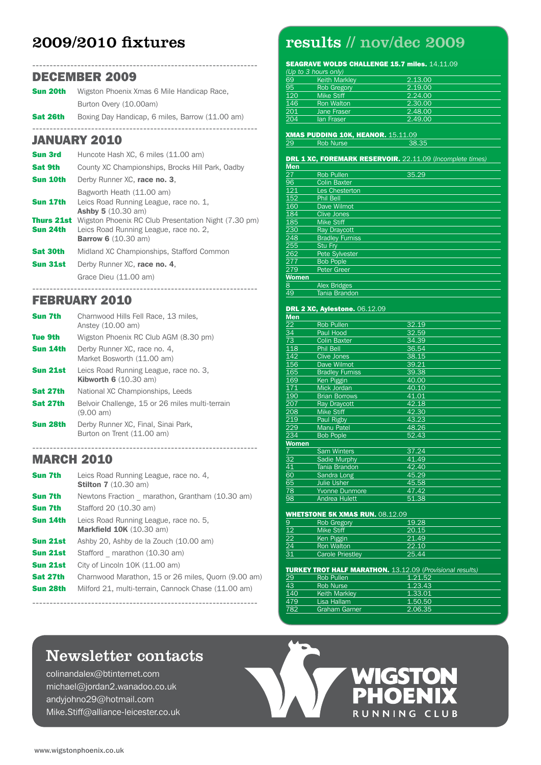# 2009/2010 fixtures

## DECEMBER 2009

**Sun 20th** Wigston Phoenix Xmas 6 Mile Handicap Race, Burton Overy (10.00am)

**Sat 26th** Boxing Day Handicap, 6 miles, Barrow (11.00 am)

## JANUARY 2010

**Sun 3rd** Huncote Hash XC, 6 miles (11.00 am)

**Sat 9th** County XC Championships, Brocks Hill Park, Oadby

**Sun 10th** Derby Runner XC, **race no. 3**, Bagworth Heath (11.00 am)

**Sun 17th** Leics Road Running League, race no. 1, **Ashby 5** (10.30 am)

**Thurs 21st** Wigston Phoenix RC Club Presentation Night (7.30 pm)

**Sun 24th** Leics Road Running League, race no. 2, **Barrow 6** (10.30 am)

**Sat 30th** Midland XC Championships, Stafford Common

**Sun 31st** Derby Runner XC, **race no. 4**, Grace Dieu (11.00 am)

## FEBRUARY 2010

**Sun 7th** Charnwood Hills Fell Race, 13 miles, Anstey (10.00 am)

**Tue 9th** Wigston Phoenix RC Club AGM (8.30 pm)

**Sun 14th** Derby Runner XC, race no. 4, Market Bosworth (11.00 am)

**Sun 21st** Leics Road Running League, race no. 3, **Kibworth 6** (10.30 am)

**Sat 27th** National XC Championships, Leeds

**Sat 27th** Belvoir Challenge, 15 or 26 miles multi-terrain (9.00 am)

**Sun 28th** Derby Runner XC, Final, Sinai Park, Burton on Trent (11.00 am)

## MARCH 2010

**Sun 7th** Leics Road Running League, race no. 4, **Stilton 7** (10.30 am)

**Sun 7th** Newtons Fraction _ marathon, Grantham (10.30 am)

**Sun 7th** Stafford 20 (10.30 am)

**Sun 14th** Leics Road Running League, race no. 5, **Markfield 10K** (10.30 am)

**Sun 21st** Ashby 20, Ashby de la Zouch (10.00 am)

**Sun 21st** Stafford _ marathon (10.30 am)

**Sun 21st** City of Lincoln 10K (11.00 am)

**Sat 27th** Charnwood Marathon, 15 or 26 miles, Quorn (9.00 am)

**Sun 28th** Milford 21, multi-terrain, Cannock Chase (11.00 am)

# results // nov/dec 2009

**SEAGRAVE WOLDS CHALLENGE 15.7 miles.** 14.11.09
*(Up to 3 hours only)*

| | | |
|---|---|---|
| 69 | Keith Markley | 2.13.00 |
| 95 | Rob Gregory | 2.19.00 |
| 120 | Mike Stiff | 2.24.00 |
| 146 | Ron Walton | 2.30.00 |
| 201 | Jane Fraser | 2.48.00 |
| 204 | Ian Fraser | 2.49.00 |

**XMAS PUDDING 10K, HEANOR.** 15.11.09

| | | |
|---|---|---|
| 29 | Rob Nurse | 38.35 |

**DRL 1 XC, FOREMARK RESERVOIR.** 22.11.09 *(Incomplete times)*

| | | |
|---|---|---|
| **Men** | | |
| 27 | Rob Pullen | 35.29 |
| 96 | Colin Baxter | |
| 121 | Les Chesterton | |
| 152 | Phil Bell | |
| 160 | Dave Wilmot | |
| 184 | Clive Jones | |
| 185 | Mike Stiff | |
| 230 | Ray Draycott | |
| 248 | Bradley Furniss | |
| 255 | Stu Fry | |
| 262 | Pete Sylvester | |
| 277 | Bob Pople | |
| 279 | Peter Greer | |
| **Women** | | |
| 8 | Alex Bridges | |
| 49 | Tania Brandon | |

**DRL 2 XC, Aylestone.** 06.12.09

| | | |
|---|---|---|
| **Men** | | |
| 22 | Rob Pullen | 32.19 |
| 34 | Paul Hood | 32.59 |
| 73 | Colin Baxter | 34.39 |
| 118 | Phil Bell | 36.54 |
| 142 | Clive Jones | 38.15 |
| 156 | Dave Wilmot | 39.21 |
| 165 | Bradley Furniss | 39.38 |
| 169 | Ken Piggin | 40.00 |
| 171 | Mick Jordan | 40.10 |
| 190 | Brian Borrows | 41.01 |
| 207 | Ray Draycott | 42.18 |
| 208 | Mike Stiff | 42.30 |
| 219 | Paul Rigby | 43.23 |
| 229 | Manu Patel | 48.26 |
| 234 | Bob Pople | 52.43 |
| **Women** | | |
| 7 | Sam Winters | 37.24 |
| 32 | Sadie Murphy | 41.49 |
| 41 | Tania Brandon | 42.40 |
| 60 | Sandra Long | 45.29 |
| 65 | Julie Usher | 45.58 |
| 78 | Yvonne Dunmore | 47.42 |
| 98 | Andrea Hulett | 51.38 |

**WHETSTONE 5K XMAS RUN.** 08.12.09

| | | |
|---|---|---|
| 9 | Rob Gregory | 19.28 |
| 12 | Mike Stiff | 20.15 |
| 22 | Ken Piggin | 21.49 |
| 24 | Ron Walton | 22.10 |
| 31 | Carole Priestley | 25.44 |

**TURKEY TROT HALF MARATHON.** 13.12.09 *(Provisional results)*

| | | |
|---|---|---|
| 29 | Rob Pullen | 1.21.52 |
| 43 | Rob Nurse | 1.23.43 |
| 140 | Keith Markley | 1.33.01 |
| 479 | Lisa Hallam | 1.50.50 |
| 782 | Graham Garner | 2.06.35 |

# Newsletter contacts

colinandalex@btinternet.com
michael@jordan2.wanadoo.co.uk
andyjohno29@hotmail.com
Mike.Stiff@alliance-leicester.co.uk

WIGSTON PHOENIX RUNNING CLUB

www.wigstonphoenix.co.uk